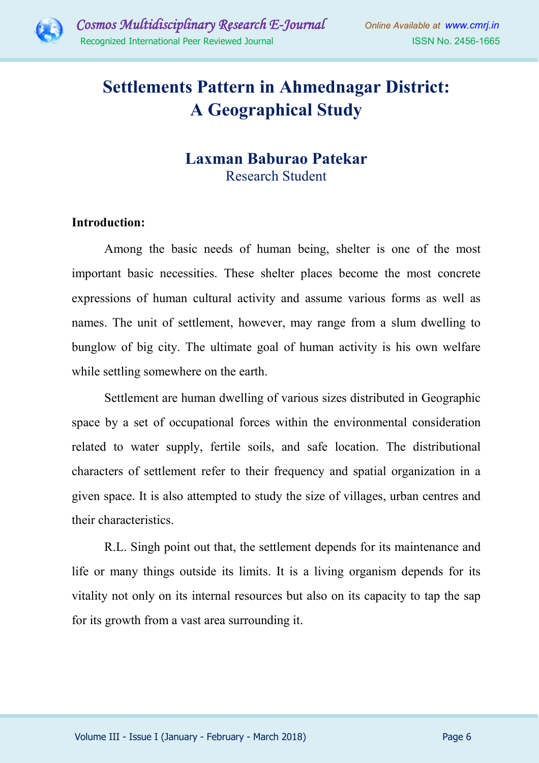# Settlements Pattern in Ahmednagar District: A Geographical Study

**Laxman Baburao Patekar**
Research Student

**Introduction:**

Among the basic needs of human being, shelter is one of the most important basic necessities. These shelter places become the most concrete expressions of human cultural activity and assume various forms as well as names. The unit of settlement, however, may range from a slum dwelling to bunglow of big city. The ultimate goal of human activity is his own welfare while settling somewhere on the earth.

Settlement are human dwelling of various sizes distributed in Geographic space by a set of occupational forces within the environmental consideration related to water supply, fertile soils, and safe location. The distributional characters of settlement refer to their frequency and spatial organization in a given space. It is also attempted to study the size of villages, urban centres and their characteristics.

R.L. Singh point out that, the settlement depends for its maintenance and life or many things outside its limits. It is a living organism depends for its vitality not only on its internal resources but also on its capacity to tap the sap for its growth from a vast area surrounding it.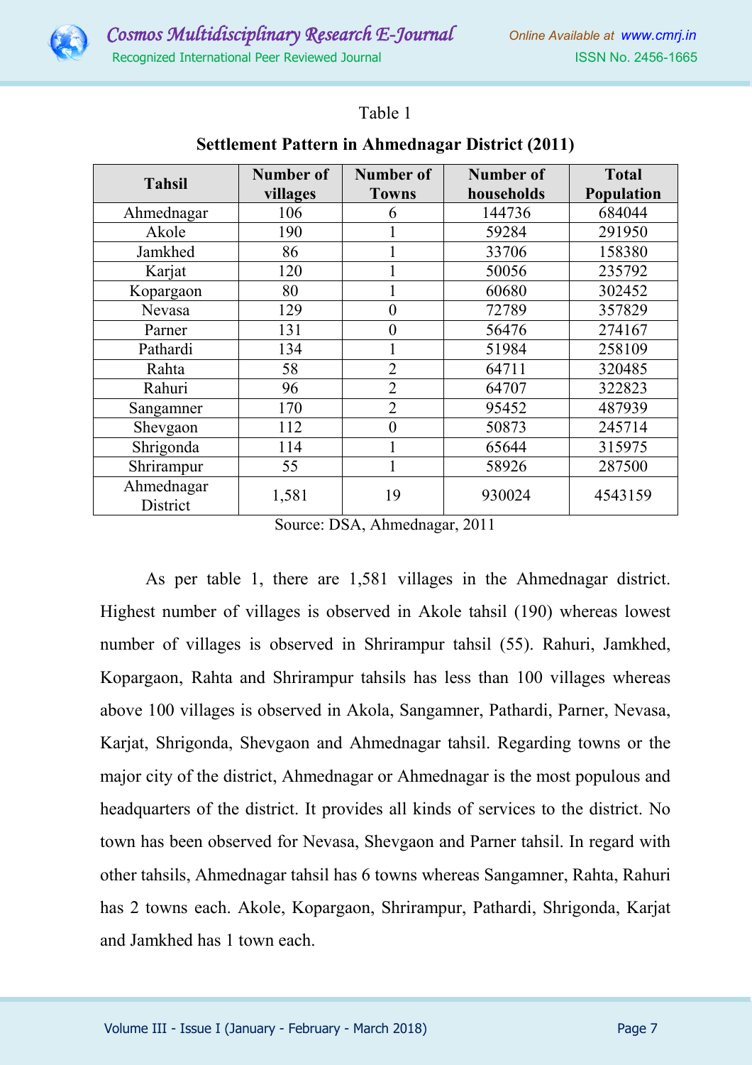Table 1

**Settlement Pattern in Ahmednagar District (2011)**

| Tahsil | Number of villages | Number of Towns | Number of households | Total Population |
|---|---|---|---|---|
| Ahmednagar | 106 | 6 | 144736 | 684044 |
| Akole | 190 | 1 | 59284 | 291950 |
| Jamkhed | 86 | 1 | 33706 | 158380 |
| Karjat | 120 | 1 | 50056 | 235792 |
| Kopargaon | 80 | 1 | 60680 | 302452 |
| Nevasa | 129 | 0 | 72789 | 357829 |
| Parner | 131 | 0 | 56476 | 274167 |
| Pathardi | 134 | 1 | 51984 | 258109 |
| Rahta | 58 | 2 | 64711 | 320485 |
| Rahuri | 96 | 2 | 64707 | 322823 |
| Sangamner | 170 | 2 | 95452 | 487939 |
| Shevgaon | 112 | 0 | 50873 | 245714 |
| Shrigonda | 114 | 1 | 65644 | 315975 |
| Shrirampur | 55 | 1 | 58926 | 287500 |
| Ahmednagar District | 1,581 | 19 | 930024 | 4543159 |

Source: DSA, Ahmednagar, 2011

As per table 1, there are 1,581 villages in the Ahmednagar district. Highest number of villages is observed in Akole tahsil (190) whereas lowest number of villages is observed in Shrirampur tahsil (55). Rahuri, Jamkhed, Kopargaon, Rahta and Shrirampur tahsils has less than 100 villages whereas above 100 villages is observed in Akola, Sangamner, Pathardi, Parner, Nevasa, Karjat, Shrigonda, Shevgaon and Ahmednagar tahsil. Regarding towns or the major city of the district, Ahmednagar or Ahmednagar is the most populous and headquarters of the district. It provides all kinds of services to the district. No town has been observed for Nevasa, Shevgaon and Parner tahsil. In regard with other tahsils, Ahmednagar tahsil has 6 towns whereas Sangamner, Rahta, Rahuri has 2 towns each. Akole, Kopargaon, Shrirampur, Pathardi, Shrigonda, Karjat and Jamkhed has 1 town each.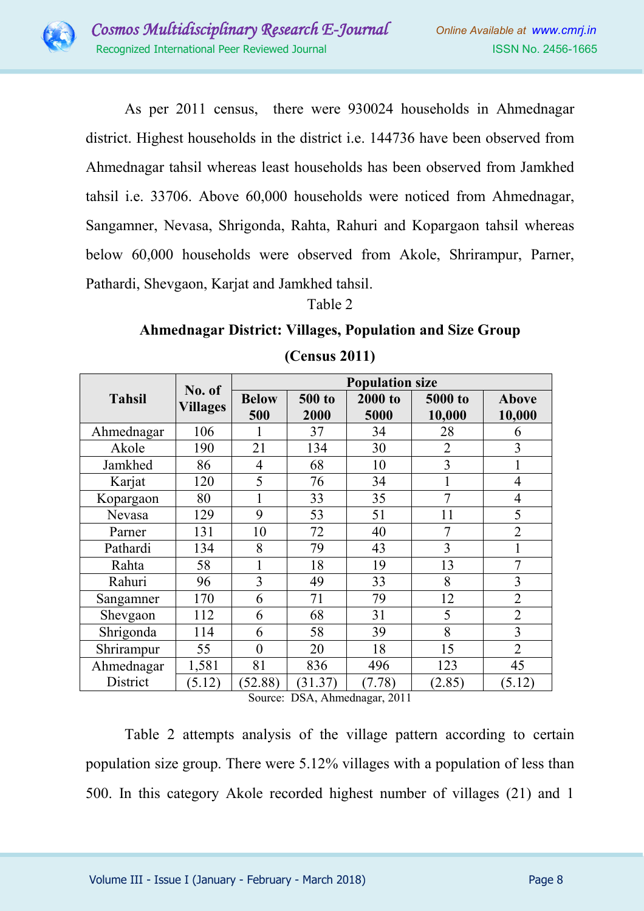As per 2011 census, there were 930024 households in Ahmednagar district. Highest households in the district i.e. 144736 have been observed from Ahmednagar tahsil whereas least households has been observed from Jamkhed tahsil i.e. 33706. Above 60,000 households were noticed from Ahmednagar, Sangamner, Nevasa, Shrigonda, Rahta, Rahuri and Kopargaon tahsil whereas below 60,000 households were observed from Akole, Shrirampur, Parner, Pathardi, Shevgaon, Karjat and Jamkhed tahsil.

Table 2

**Ahmednagar District: Villages, Population and Size Group**

**(Census 2011)**

| Tahsil | No. of Villages | Population size | | | | |
|---|---|---|---|---|---|---|
| | | Below 500 | 500 to 2000 | 2000 to 5000 | 5000 to 10,000 | Above 10,000 |
| Ahmednagar | 106 | 1 | 37 | 34 | 28 | 6 |
| Akole | 190 | 21 | 134 | 30 | 2 | 3 |
| Jamkhed | 86 | 4 | 68 | 10 | 3 | 1 |
| Karjat | 120 | 5 | 76 | 34 | 1 | 4 |
| Kopargaon | 80 | 1 | 33 | 35 | 7 | 4 |
| Nevasa | 129 | 9 | 53 | 51 | 11 | 5 |
| Parner | 131 | 10 | 72 | 40 | 7 | 2 |
| Pathardi | 134 | 8 | 79 | 43 | 3 | 1 |
| Rahta | 58 | 1 | 18 | 19 | 13 | 7 |
| Rahuri | 96 | 3 | 49 | 33 | 8 | 3 |
| Sangamner | 170 | 6 | 71 | 79 | 12 | 2 |
| Shevgaon | 112 | 6 | 68 | 31 | 5 | 2 |
| Shrigonda | 114 | 6 | 58 | 39 | 8 | 3 |
| Shrirampur | 55 | 0 | 20 | 18 | 15 | 2 |
| Ahmednagar District | 1,581 (5.12) | 81 (52.88) | 836 (31.37) | 496 (7.78) | 123 (2.85) | 45 (5.12) |

Source: DSA, Ahmednagar, 2011

Table 2 attempts analysis of the village pattern according to certain population size group. There were 5.12% villages with a population of less than 500. In this category Akole recorded highest number of villages (21) and 1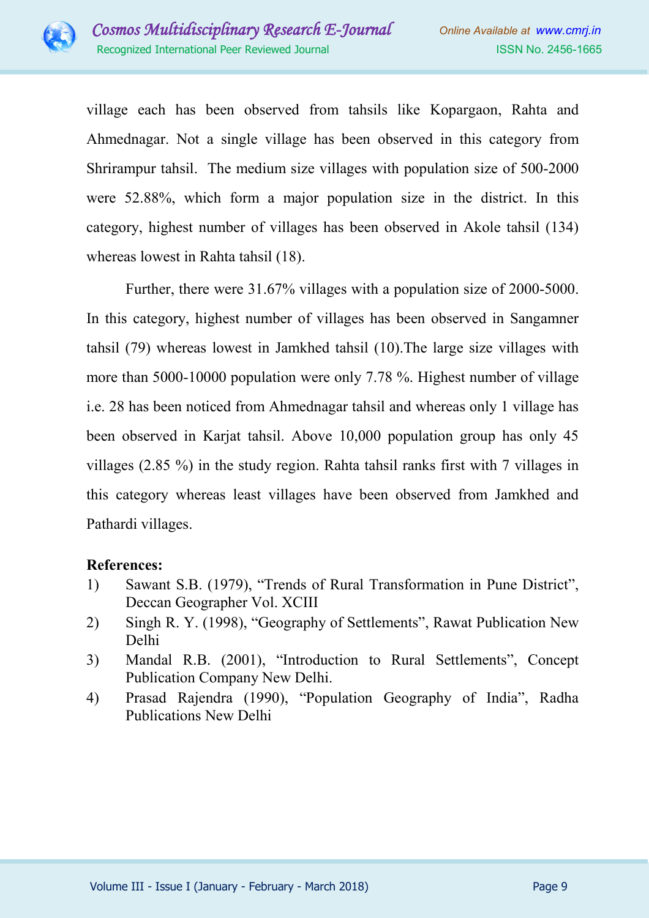village each has been observed from tahsils like Kopargaon, Rahta and Ahmednagar. Not a single village has been observed in this category from Shrirampur tahsil. The medium size villages with population size of 500-2000 were 52.88%, which form a major population size in the district. In this category, highest number of villages has been observed in Akole tahsil (134) whereas lowest in Rahta tahsil (18).

Further, there were 31.67% villages with a population size of 2000-5000. In this category, highest number of villages has been observed in Sangamner tahsil (79) whereas lowest in Jamkhed tahsil (10).The large size villages with more than 5000-10000 population were only 7.78 %. Highest number of village i.e. 28 has been noticed from Ahmednagar tahsil and whereas only 1 village has been observed in Karjat tahsil. Above 10,000 population group has only 45 villages (2.85 %) in the study region. Rahta tahsil ranks first with 7 villages in this category whereas least villages have been observed from Jamkhed and Pathardi villages.

**References:**

1) Sawant S.B. (1979), "Trends of Rural Transformation in Pune District", Deccan Geographer Vol. XCIII
2) Singh R. Y. (1998), "Geography of Settlements", Rawat Publication New Delhi
3) Mandal R.B. (2001), "Introduction to Rural Settlements", Concept Publication Company New Delhi.
4) Prasad Rajendra (1990), "Population Geography of India", Radha Publications New Delhi